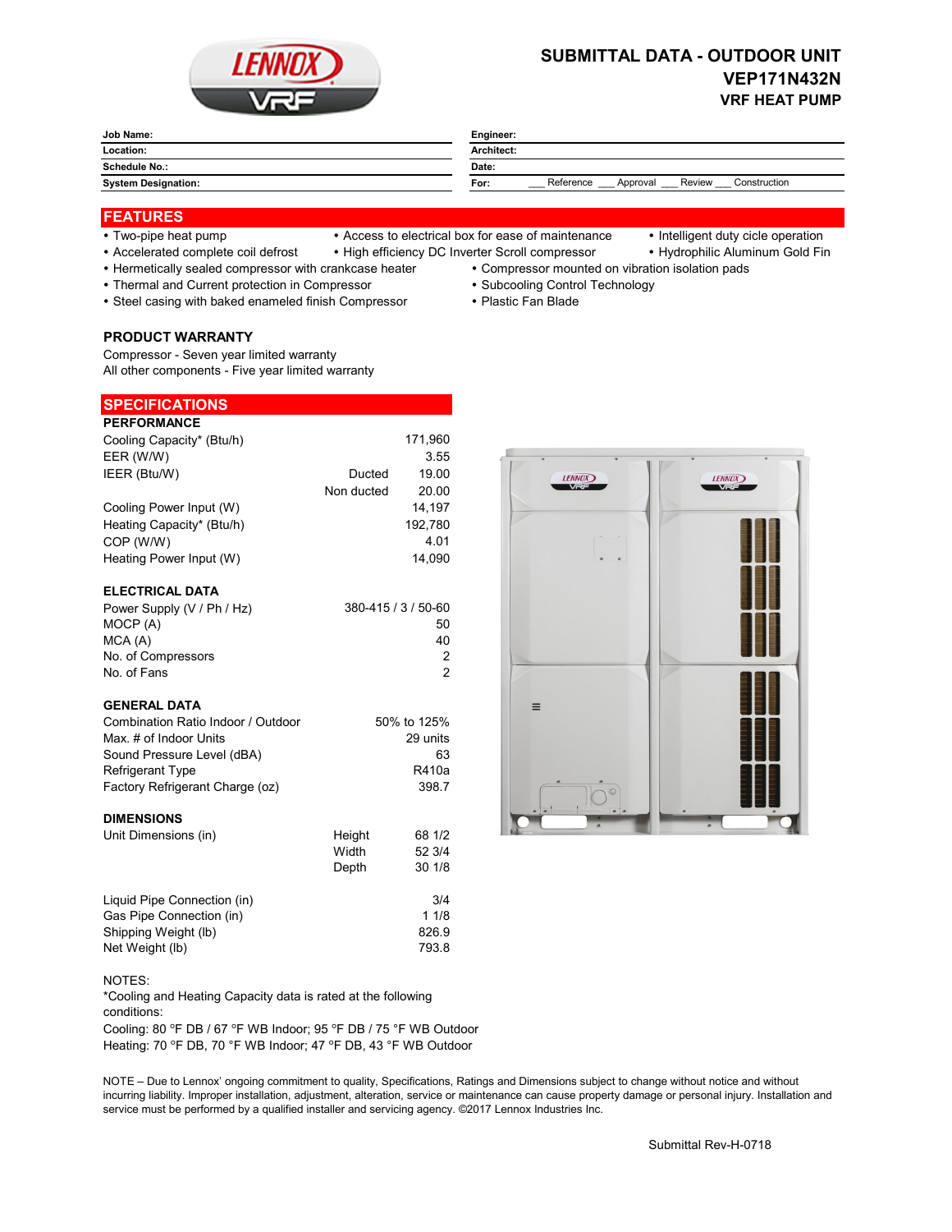# SUBMITTAL DATA - OUTDOOR UNIT
## VEP171N432N
### VRF HEAT PUMP

| Job Name: | Engineer: |
|---|---|
| Location: | Architect: |
| Schedule No.: | Date: |
| System Designation: | For: ___ Reference ___ Approval ___ Review ___ Construction |

## FEATURES

- Two-pipe heat pump
- Accelerated complete coil defrost
- Hermetically sealed compressor with crankcase heater
- Thermal and Current protection in Compressor
- Steel casing with baked enamelled finish Compressor
- Access to electrical box for ease of maintenance
- High efficiency DC Inverter Scroll compressor
- Compressor mounted on vibration isolation pads
- Subcooling Control Technology
- Plastic Fan Blade
- Intelligent duty cicle operation
- Hydrophilic Aluminum Gold Fin

## PRODUCT WARRANTY

Compressor - Seven year limited warranty
All other components - Five year limited warranty

## SPECIFICATIONS

### PERFORMANCE

| | | |
|---|---|---|
| Cooling Capacity* (Btu/h) | | 171,960 |
| EER (W/W) | | 3.55 |
| IEER (Btu/W) | Ducted | 19.00 |
| | Non ducted | 20.00 |
| Cooling Power Input (W) | | 14,197 |
| Heating Capacity* (Btu/h) | | 192,780 |
| COP (W/W) | | 4.01 |
| Heating Power Input (W) | | 14,090 |

### ELECTRICAL DATA

| | |
|---|---|
| Power Supply (V / Ph / Hz) | 380-415 / 3 / 50-60 |
| MOCP (A) | 50 |
| MCA (A) | 40 |
| No. of Compressors | 2 |
| No. of Fans | 2 |

### GENERAL DATA

| | |
|---|---|
| Combination Ratio Indoor / Outdoor | 50% to 125% |
| Max. # of Indoor Units | 29 units |
| Sound Pressure Level (dBA) | 63 |
| Refrigerant Type | R410a |
| Factory Refrigerant Charge (oz) | 398.7 |

### DIMENSIONS

| | | |
|---|---|---|
| Unit Dimensions (in) | Height | 68 1/2 |
| | Width | 52 3/4 |
| | Depth | 30 1/8 |
| Liquid Pipe Connection (in) | | 3/4 |
| Gas Pipe Connection (in) | | 1 1/8 |
| Shipping Weight (lb) | | 826.9 |
| Net Weight (lb) | | 793.8 |

NOTES:
*Cooling and Heating Capacity data is rated at the following conditions:
Cooling: 80 °F DB / 67 °F WB Indoor; 95 °F DB / 75 °F WB Outdoor
Heating: 70 °F DB, 70 °F WB Indoor; 47 °F DB, 43 °F WB Outdoor

NOTE – Due to Lennox' ongoing commitment to quality, Specifications, Ratings and Dimensions subject to change without notice and without incurring liability. Improper installation, adjustment, alteration, service or maintenance can cause property damage or personal injury. Installation and service must be performed by a qualified installer and servicing agency. ©2017 Lennox Industries Inc.

Submittal Rev-H-0718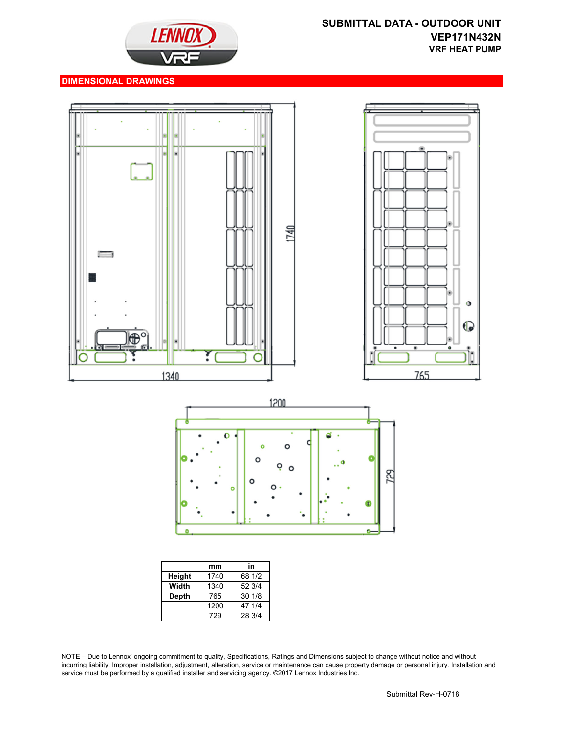# SUBMITTAL DATA - OUTDOOR UNIT
## VEP171N432N
### VRF HEAT PUMP

## DIMENSIONAL DRAWINGS

1740

1340

765

1200

729

| | mm | in |
|---|---|---|
| **Height** | 1740 | 68 1/2 |
| **Width** | 1340 | 52 3/4 |
| **Depth** | 765 | 30 1/8 |
| | 1200 | 47 1/4 |
| | 729 | 28 3/4 |

NOTE – Due to Lennox' ongoing commitment to quality, Specifications, Ratings and Dimensions subject to change without notice and without incurring liability. Improper installation, adjustment, alteration, service or maintenance can cause property damage or personal injury. Installation and service must be performed by a qualified installer and servicing agency. ©2017 Lennox Industries Inc.

Submittal Rev-H-0718